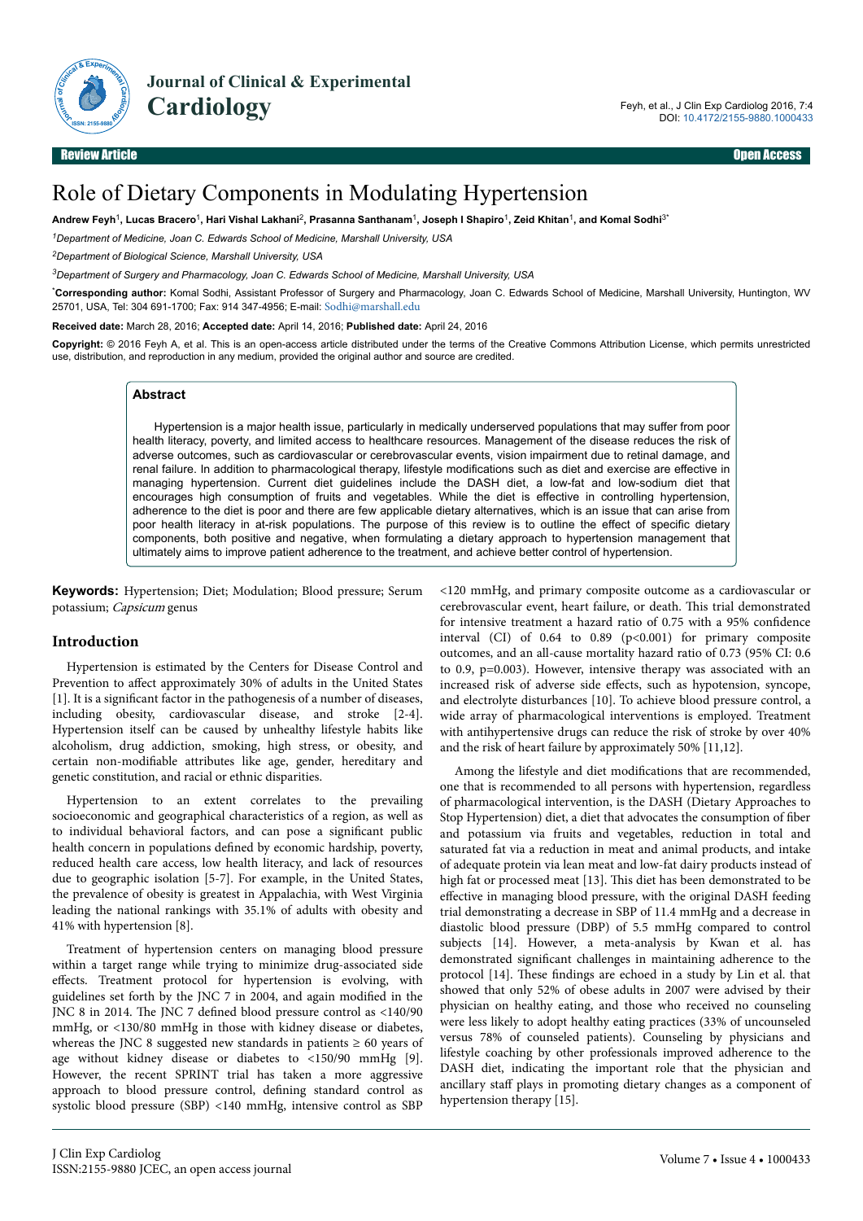# Role of Dietary Components in Modulating Hypertension

**Andrew Feyh[1], Lucas Bracero[1], Hari Vishal Lakhani[2], Prasanna Santhanam[1], Joseph I Shapiro[1], Zeid Khitan[1], and Komal Sodhi[3*]**

[1]*Department of Medicine, Joan C. Edwards School of Medicine, Marshall University, USA*

[2]*Department of Biological Science, Marshall University, USA*

[3]*Department of Surgery and Pharmacology, Joan C. Edwards School of Medicine, Marshall University, USA*

[*]**Corresponding author:** Komal Sodhi, Assistant Professor of Surgery and Pharmacology, Joan C. Edwards School of Medicine, Marshall University, Huntington, WV 25701, USA, Tel: 304 691-1700; Fax: 914 347-4956; E-mail: Sodhi@marshall.edu

**Received date:** March 28, 2016; **Accepted date:** April 14, 2016; **Published date:** April 24, 2016

**Copyright:** © 2016 Feyh A, et al. This is an open-access article distributed under the terms of the Creative Commons Attribution License, which permits unrestricted use, distribution, and reproduction in any medium, provided the original author and source are credited.

## Abstract

Hypertension is a major health issue, particularly in medically underserved populations that may suffer from poor health literacy, poverty, and limited access to healthcare resources. Management of the disease reduces the risk of adverse outcomes, such as cardiovascular or cerebrovascular events, vision impairment due to retinal damage, and renal failure. In addition to pharmacological therapy, lifestyle modifications such as diet and exercise are effective in managing hypertension. Current diet guidelines include the DASH diet, a low-fat and low-sodium diet that encourages high consumption of fruits and vegetables. While the diet is effective in controlling hypertension, adherence to the diet is poor and there are few applicable dietary alternatives, which is an issue that can arise from poor health literacy in at-risk populations. The purpose of this review is to outline the effect of specific dietary components, both positive and negative, when formulating a dietary approach to hypertension management that ultimately aims to improve patient adherence to the treatment, and achieve better control of hypertension.

**Keywords:** Hypertension; Diet; Modulation; Blood pressure; Serum potassium; *Capsicum* genus

## Introduction

Hypertension is estimated by the Centers for Disease Control and Prevention to affect approximately 30% of adults in the United States [1]. It is a significant factor in the pathogenesis of a number of diseases, including obesity, cardiovascular disease, and stroke [2-4]. Hypertension itself can be caused by unhealthy lifestyle habits like alcoholism, drug addiction, smoking, high stress, or obesity, and certain non-modifiable attributes like age, gender, hereditary and genetic constitution, and racial or ethnic disparities.

Hypertension to an extent correlates to the prevailing socioeconomic and geographical characteristics of a region, as well as to individual behavioral factors, and can pose a significant public health concern in populations defined by economic hardship, poverty, reduced health care access, low health literacy, and lack of resources due to geographic isolation [5-7]. For example, in the United States, the prevalence of obesity is greatest in Appalachia, with West Virginia leading the national rankings with 35.1% of adults with obesity and 41% with hypertension [8].

Treatment of hypertension centers on managing blood pressure within a target range while trying to minimize drug-associated side effects. Treatment protocol for hypertension is evolving, with guidelines set forth by the JNC 7 in 2004, and again modified in the JNC 8 in 2014. The JNC 7 defined blood pressure control as <140/90 mmHg, or <130/80 mmHg in those with kidney disease or diabetes, whereas the JNC 8 suggested new standards in patients ≥ 60 years of age without kidney disease or diabetes to <150/90 mmHg [9]. However, the recent SPRINT trial has taken a more aggressive approach to blood pressure control, defining standard control as systolic blood pressure (SBP) <140 mmHg, intensive control as SBP <120 mmHg, and primary composite outcome as a cardiovascular or cerebrovascular event, heart failure, or death. This trial demonstrated for intensive treatment a hazard ratio of 0.75 with a 95% confidence interval (CI) of 0.64 to 0.89 (p<0.001) for primary composite outcomes, and an all-cause mortality hazard ratio of 0.73 (95% CI: 0.6 to 0.9, p=0.003). However, intensive therapy was associated with an increased risk of adverse side effects, such as hypotension, syncope, and electrolyte disturbances [10]. To achieve blood pressure control, a wide array of pharmacological interventions is employed. Treatment with antihypertensive drugs can reduce the risk of stroke by over 40% and the risk of heart failure by approximately 50% [11,12].

Among the lifestyle and diet modifications that are recommended, one that is recommended to all persons with hypertension, regardless of pharmacological intervention, is the DASH (Dietary Approaches to Stop Hypertension) diet, a diet that advocates the consumption of fiber and potassium via fruits and vegetables, reduction in total and saturated fat via a reduction in meat and animal products, and intake of adequate protein via lean meat and low-fat dairy products instead of high fat or processed meat [13]. This diet has been demonstrated to be effective in managing blood pressure, with the original DASH feeding trial demonstrating a decrease in SBP of 11.4 mmHg and a decrease in diastolic blood pressure (DBP) of 5.5 mmHg compared to control subjects [14]. However, a meta-analysis by Kwan et al. has demonstrated significant challenges in maintaining adherence to the protocol [14]. These findings are echoed in a study by Lin et al. that showed that only 52% of obese adults in 2007 were advised by their physician on healthy eating, and those who received no counseling were less likely to adopt healthy eating practices (33% of uncounseled versus 78% of counseled patients). Counseling by physicians and lifestyle coaching by other professionals improved adherence to the DASH diet, indicating the important role that the physician and ancillary staff plays in promoting dietary changes as a component of hypertension therapy [15].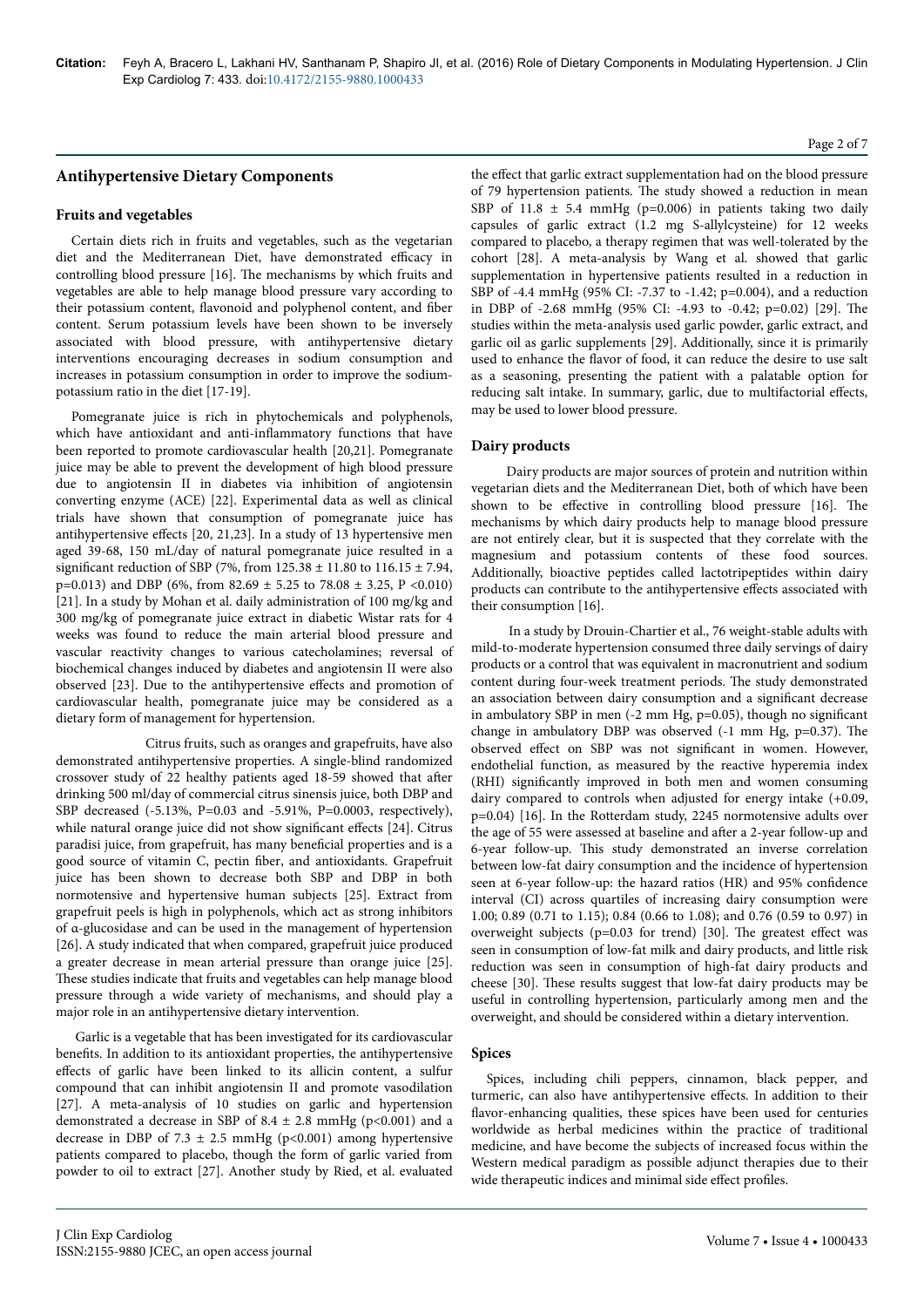## Antihypertensive Dietary Components

### Fruits and vegetables

Certain diets rich in fruits and vegetables, such as the vegetarian diet and the Mediterranean Diet, have demonstrated efficacy in controlling blood pressure [16]. The mechanisms by which fruits and vegetables are able to help manage blood pressure vary according to their potassium content, flavonoid and polyphenol content, and fiber content. Serum potassium levels have been shown to be inversely associated with blood pressure, with antihypertensive dietary interventions encouraging decreases in sodium consumption and increases in potassium consumption in order to improve the sodium-potassium ratio in the diet [17-19].

Pomegranate juice is rich in phytochemicals and polyphenols, which have antioxidant and anti-inflammatory functions that have been reported to promote cardiovascular health [20,21]. Pomegranate juice may be able to prevent the development of high blood pressure due to angiotensin II in diabetes via inhibition of angiotensin converting enzyme (ACE) [22]. Experimental data as well as clinical trials have shown that consumption of pomegranate juice has antihypertensive effects [20, 21,23]. In a study of 13 hypertensive men aged 39-68, 150 mL/day of natural pomegranate juice resulted in a significant reduction of SBP (7%, from 125.38 ± 11.80 to 116.15 ± 7.94, p=0.013) and DBP (6%, from 82.69 ± 5.25 to 78.08 ± 3.25, P <0.010) [21]. In a study by Mohan et al. daily administration of 100 mg/kg and 300 mg/kg of pomegranate juice extract in diabetic Wistar rats for 4 weeks was found to reduce the main arterial blood pressure and vascular reactivity changes to various catecholamines; reversal of biochemical changes induced by diabetes and angiotensin II were also observed [23]. Due to the antihypertensive effects and promotion of cardiovascular health, pomegranate juice may be considered as a dietary form of management for hypertension.

Citrus fruits, such as oranges and grapefruits, have also demonstrated antihypertensive properties. A single-blind randomized crossover study of 22 healthy patients aged 18-59 showed that after drinking 500 ml/day of commercial citrus sinensis juice, both DBP and SBP decreased (-5.13%, P=0.03 and -5.91%, P=0.0003, respectively), while natural orange juice did not show significant effects [24]. Citrus paradisi juice, from grapefruit, has many beneficial properties and is a good source of vitamin C, pectin fiber, and antioxidants. Grapefruit juice has been shown to decrease both SBP and DBP in both normotensive and hypertensive human subjects [25]. Extract from grapefruit peels is high in polyphenols, which act as strong inhibitors of α-glucosidase and can be used in the management of hypertension [26]. A study indicated that when compared, grapefruit juice produced a greater decrease in mean arterial pressure than orange juice [25]. These studies indicate that fruits and vegetables can help manage blood pressure through a wide variety of mechanisms, and should play a major role in an antihypertensive dietary intervention.

Garlic is a vegetable that has been investigated for its cardiovascular benefits. In addition to its antioxidant properties, the antihypertensive effects of garlic have been linked to its allicin content, a sulfur compound that can inhibit angiotensin II and promote vasodilation [27]. A meta-analysis of 10 studies on garlic and hypertension demonstrated a decrease in SBP of 8.4 ± 2.8 mmHg (p<0.001) and a decrease in DBP of 7.3 ± 2.5 mmHg (p<0.001) among hypertensive patients compared to placebo, though the form of garlic varied from powder to oil to extract [27]. Another study by Ried, et al. evaluated the effect that garlic extract supplementation had on the blood pressure of 79 hypertension patients. The study showed a reduction in mean SBP of 11.8 ± 5.4 mmHg (p=0.006) in patients taking two daily capsules of garlic extract (1.2 mg S-allylcysteine) for 12 weeks compared to placebo, a therapy regimen that was well-tolerated by the cohort [28]. A meta-analysis by Wang et al. showed that garlic supplementation in hypertensive patients resulted in a reduction in SBP of -4.4 mmHg (95% CI: -7.37 to -1.42; p=0.004), and a reduction in DBP of -2.68 mmHg (95% CI: -4.93 to -0.42; p=0.02) [29]. The studies within the meta-analysis used garlic powder, garlic extract, and garlic oil as garlic supplements [29]. Additionally, since it is primarily used to enhance the flavor of food, it can reduce the desire to use salt as a seasoning, presenting the patient with a palatable option for reducing salt intake. In summary, garlic, due to multifactorial effects, may be used to lower blood pressure.

### Dairy products

Dairy products are major sources of protein and nutrition within vegetarian diets and the Mediterranean Diet, both of which have been shown to be effective in controlling blood pressure [16]. The mechanisms by which dairy products help to manage blood pressure are not entirely clear, but it is suspected that they correlate with the magnesium and potassium contents of these food sources. Additionally, bioactive peptides called lactotripeptides within dairy products can contribute to the antihypertensive effects associated with their consumption [16].

In a study by Drouin-Chartier et al., 76 weight-stable adults with mild-to-moderate hypertension consumed three daily servings of dairy products or a control that was equivalent in macronutrient and sodium content during four-week treatment periods. The study demonstrated an association between dairy consumption and a significant decrease in ambulatory SBP in men (-2 mm Hg, p=0.05), though no significant change in ambulatory DBP was observed (-1 mm Hg, p=0.37). The observed effect on SBP was not significant in women. However, endothelial function, as measured by the reactive hyperemia index (RHI) significantly improved in both men and women consuming dairy compared to controls when adjusted for energy intake (+0.09, p=0.04) [16]. In the Rotterdam study, 2245 normotensive adults over the age of 55 were assessed at baseline and after a 2-year follow-up and 6-year follow-up. This study demonstrated an inverse correlation between low-fat dairy consumption and the incidence of hypertension seen at 6-year follow-up: the hazard ratios (HR) and 95% confidence interval (CI) across quartiles of increasing dairy consumption were 1.00; 0.89 (0.71 to 1.15); 0.84 (0.66 to 1.08); and 0.76 (0.59 to 0.97) in overweight subjects (p=0.03 for trend) [30]. The greatest effect was seen in consumption of low-fat milk and dairy products, and little risk reduction was seen in consumption of high-fat dairy products and cheese [30]. These results suggest that low-fat dairy products may be useful in controlling hypertension, particularly among men and the overweight, and should be considered within a dietary intervention.

### Spices

Spices, including chili peppers, cinnamon, black pepper, and turmeric, can also have antihypertensive effects. In addition to their flavor-enhancing qualities, these spices have been used for centuries worldwide as herbal medicines within the practice of traditional medicine, and have become the subjects of increased focus within the Western medical paradigm as possible adjunct therapies due to their wide therapeutic indices and minimal side effect profiles.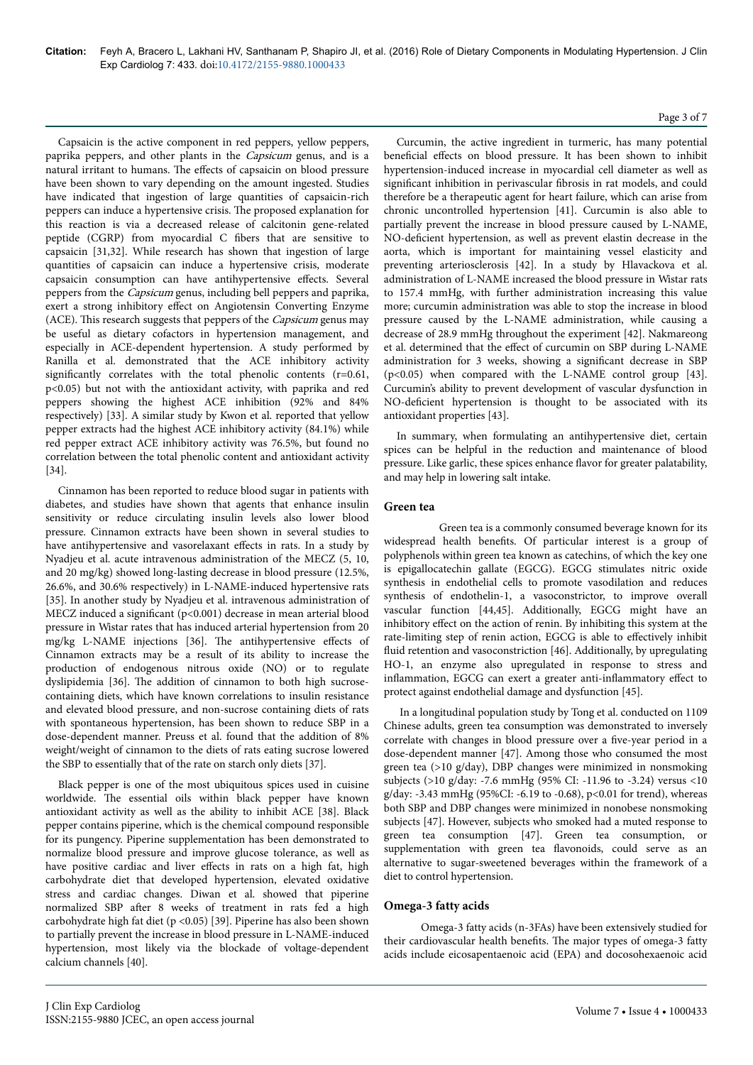Capsaicin is the active component in red peppers, yellow peppers, paprika peppers, and other plants in the *Capsicum* genus, and is a natural irritant to humans. The effects of capsaicin on blood pressure have been shown to vary depending on the amount ingested. Studies have indicated that ingestion of large quantities of capsaicin-rich peppers can induce a hypertensive crisis. The proposed explanation for this reaction is via a decreased release of calcitonin gene-related peptide (CGRP) from myocardial C fibers that are sensitive to capsaicin [31,32]. While research has shown that ingestion of large quantities of capsaicin can induce a hypertensive crisis, moderate capsaicin consumption can have antihypertensive effects. Several peppers from the *Capsicum* genus, including bell peppers and paprika, exert a strong inhibitory effect on Angiotensin Converting Enzyme (ACE). This research suggests that peppers of the *Capsicum* genus may be useful as dietary cofactors in hypertension management, and especially in ACE-dependent hypertension. A study performed by Ranilla et al. demonstrated that the ACE inhibitory activity significantly correlates with the total phenolic contents ($r=0.61$, $p<0.05$) but not with the antioxidant activity, with paprika and red peppers showing the highest ACE inhibition (92% and 84% respectively) [33]. A similar study by Kwon et al. reported that yellow pepper extracts had the highest ACE inhibitory activity (84.1%) while red pepper extract ACE inhibitory activity was 76.5%, but found no correlation between the total phenolic content and antioxidant activity [34].

Cinnamon has been reported to reduce blood sugar in patients with diabetes, and studies have shown that agents that enhance insulin sensitivity or reduce circulating insulin levels also lower blood pressure. Cinnamon extracts have been shown in several studies to have antihypertensive and vasorelaxant effects in rats. In a study by Nyadjeu et al. acute intravenous administration of the MECZ (5, 10, and 20 mg/kg) showed long-lasting decrease in blood pressure (12.5%, 26.6%, and 30.6% respectively) in L-NAME-induced hypertensive rats [35]. In another study by Nyadjeu et al. intravenous administration of MECZ induced a significant ($p<0.001$) decrease in mean arterial blood pressure in Wistar rates that has induced arterial hypertension from 20 mg/kg L-NAME injections [36]. The antihypertensive effects of Cinnamon extracts may be a result of its ability to increase the production of endogenous nitrous oxide (NO) or to regulate dyslipidemia [36]. The addition of cinnamon to both high sucrose-containing diets, which have known correlations to insulin resistance and elevated blood pressure, and non-sucrose containing diets of rats with spontaneous hypertension, has been shown to reduce SBP in a dose-dependent manner. Preuss et al. found that the addition of 8% weight/weight of cinnamon to the diets of rats eating sucrose lowered the SBP to essentially that of the rate on starch only diets [37].

Black pepper is one of the most ubiquitous spices used in cuisine worldwide. The essential oils within black pepper have known antioxidant activity as well as the ability to inhibit ACE [38]. Black pepper contains piperine, which is the chemical compound responsible for its pungency. Piperine supplementation has been demonstrated to normalize blood pressure and improve glucose tolerance, as well as have positive cardiac and liver effects in rats on a high fat, high carbohydrate diet that developed hypertension, elevated oxidative stress and cardiac changes. Diwan et al. showed that piperine normalized SBP after 8 weeks of treatment in rats fed a high carbohydrate high fat diet ($p<0.05$) [39]. Piperine has also been shown to partially prevent the increase in blood pressure in L-NAME-induced hypertension, most likely via the blockade of voltage-dependent calcium channels [40].

Curcumin, the active ingredient in turmeric, has many potential beneficial effects on blood pressure. It has been shown to inhibit hypertension-induced increase in myocardial cell diameter as well as significant inhibition in perivascular fibrosis in rat models, and could therefore be a therapeutic agent for heart failure, which can arise from chronic uncontrolled hypertension [41]. Curcumin is also able to partially prevent the increase in blood pressure caused by L-NAME, NO-deficient hypertension, as well as prevent elastin decrease in the aorta, which is important for maintaining vessel elasticity and preventing arteriosclerosis [42]. In a study by Hlavackova et al. administration of L-NAME increased the blood pressure in Wistar rats to 157.4 mmHg, with further administration increasing this value more; curcumin administration was able to stop the increase in blood pressure caused by the L-NAME administration, while causing a decrease of 28.9 mmHg throughout the experiment [42]. Nakmareong et al. determined that the effect of curcumin on SBP during L-NAME administration for 3 weeks, showing a significant decrease in SBP ($p<0.05$) when compared with the L-NAME control group [43]. Curcumin's ability to prevent development of vascular dysfunction in NO-deficient hypertension is thought to be associated with its antioxidant properties [43].

In summary, when formulating an antihypertensive diet, certain spices can be helpful in the reduction and maintenance of blood pressure. Like garlic, these spices enhance flavor for greater palatability, and may help in lowering salt intake.

## Green tea

Green tea is a commonly consumed beverage known for its widespread health benefits. Of particular interest is a group of polyphenols within green tea known as catechins, of which the key one is epigallocatechin gallate (EGCG). EGCG stimulates nitric oxide synthesis in endothelial cells to promote vasodilation and reduces synthesis of endothelin-1, a vasoconstrictor, to improve overall vascular function [44,45]. Additionally, EGCG might have an inhibitory effect on the action of renin. By inhibiting this system at the rate-limiting step of renin action, EGCG is able to effectively inhibit fluid retention and vasoconstriction [46]. Additionally, by upregulating HO-1, an enzyme also upregulated in response to stress and inflammation, EGCG can exert a greater anti-inflammatory effect to protect against endothelial damage and dysfunction [45].

In a longitudinal population study by Tong et al. conducted on 1109 Chinese adults, green tea consumption was demonstrated to inversely correlate with changes in blood pressure over a five-year period in a dose-dependent manner [47]. Among those who consumed the most green tea (>10 g/day), DBP changes were minimized in nonsmoking subjects (>10 g/day: -7.6 mmHg (95% CI: -11.96 to -3.24) versus <10 g/day: -3.43 mmHg (95%CI: -6.19 to -0.68), $p<0.01$ for trend), whereas both SBP and DBP changes were minimized in nonobese nonsmoking subjects [47]. However, subjects who smoked had a muted response to green tea consumption [47]. Green tea consumption, or supplementation with green tea flavonoids, could serve as an alternative to sugar-sweetened beverages within the framework of a diet to control hypertension.

## Omega-3 fatty acids

Omega-3 fatty acids (n-3FAs) have been extensively studied for their cardiovascular health benefits. The major types of omega-3 fatty acids include eicosapentaenoic acid (EPA) and docosohexaenoic acid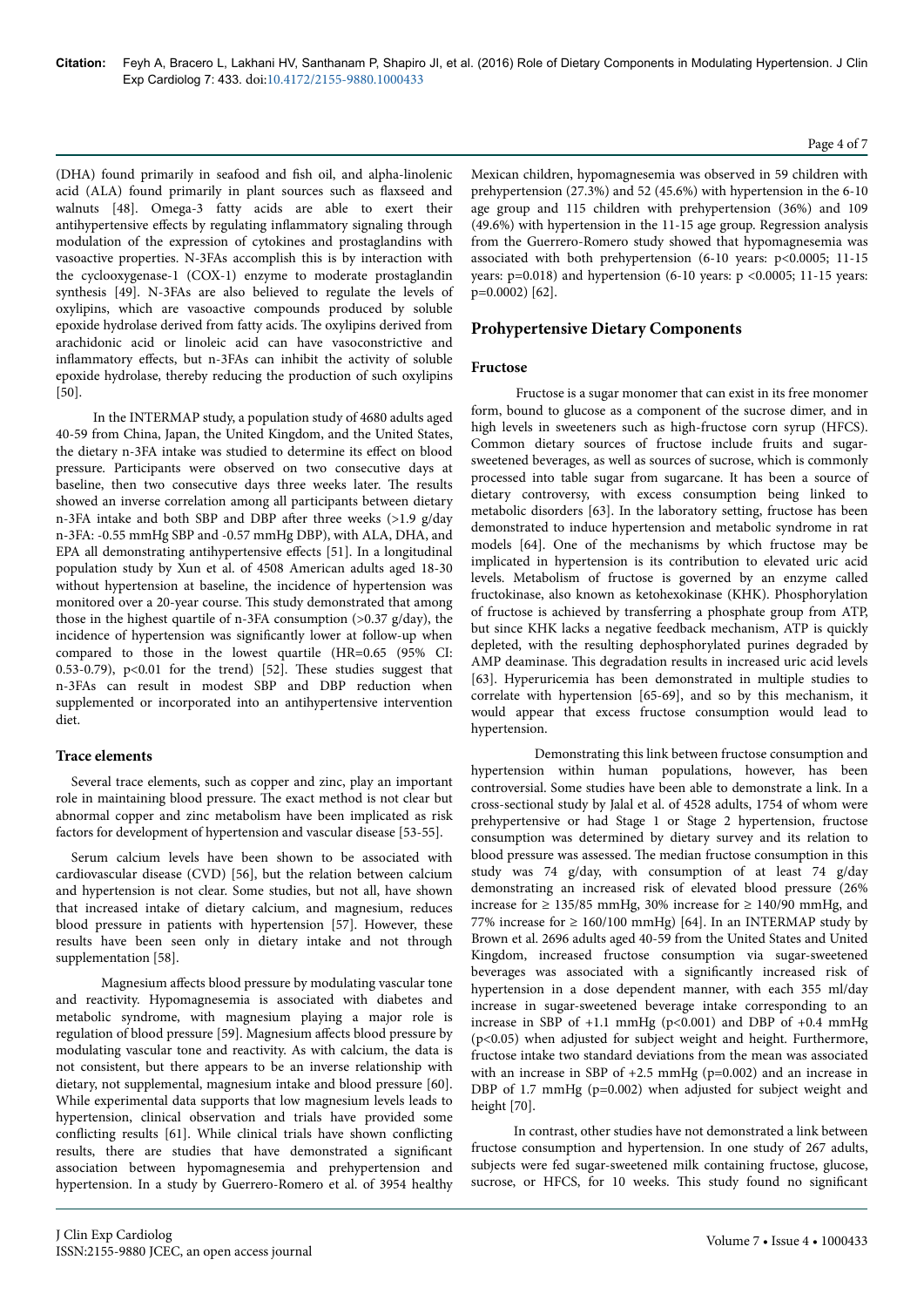(DHA) found primarily in seafood and fish oil, and alpha-linolenic acid (ALA) found primarily in plant sources such as flaxseed and walnuts [48]. Omega-3 fatty acids are able to exert their antihypertensive effects by regulating inflammatory signaling through modulation of the expression of cytokines and prostaglandins with vasoactive properties. N-3FAs accomplish this is by interaction with the cyclooxygenase-1 (COX-1) enzyme to moderate prostaglandin synthesis [49]. N-3FAs are also believed to regulate the levels of oxylipins, which are vasoactive compounds produced by soluble epoxide hydrolase derived from fatty acids. The oxylipins derived from arachidonic acid or linoleic acid can have vasoconstrictive and inflammatory effects, but n-3FAs can inhibit the activity of soluble epoxide hydrolase, thereby reducing the production of such oxylipins [50].

In the INTERMAP study, a population study of 4680 adults aged 40-59 from China, Japan, the United Kingdom, and the United States, the dietary n-3FA intake was studied to determine its effect on blood pressure. Participants were observed on two consecutive days at baseline, then two consecutive days three weeks later. The results showed an inverse correlation among all participants between dietary n-3FA intake and both SBP and DBP after three weeks (>1.9 g/day n-3FA: -0.55 mmHg SBP and -0.57 mmHg DBP), with ALA, DHA, and EPA all demonstrating antihypertensive effects [51]. In a longitudinal population study by Xun et al. of 4508 American adults aged 18-30 without hypertension at baseline, the incidence of hypertension was monitored over a 20-year course. This study demonstrated that among those in the highest quartile of n-3FA consumption (>0.37 g/day), the incidence of hypertension was significantly lower at follow-up when compared to those in the lowest quartile (HR=0.65 (95% CI: 0.53-0.79), $p<0.01$ for the trend) [52]. These studies suggest that n-3FAs can result in modest SBP and DBP reduction when supplemented or incorporated into an antihypertensive intervention diet.

### Trace elements

Several trace elements, such as copper and zinc, play an important role in maintaining blood pressure. The exact method is not clear but abnormal copper and zinc metabolism have been implicated as risk factors for development of hypertension and vascular disease [53-55].

Serum calcium levels have been shown to be associated with cardiovascular disease (CVD) [56], but the relation between calcium and hypertension is not clear. Some studies, but not all, have shown that increased intake of dietary calcium, and magnesium, reduces blood pressure in patients with hypertension [57]. However, these results have been seen only in dietary intake and not through supplementation [58].

Magnesium affects blood pressure by modulating vascular tone and reactivity. Hypomagnesemia is associated with diabetes and metabolic syndrome, with magnesium playing a major role is regulation of blood pressure [59]. Magnesium affects blood pressure by modulating vascular tone and reactivity. As with calcium, the data is not consistent, but there appears to be an inverse relationship with dietary, not supplemental, magnesium intake and blood pressure [60]. While experimental data supports that low magnesium levels leads to hypertension, clinical observation and trials have provided some conflicting results [61]. While clinical trials have shown conflicting results, there are studies that have demonstrated a significant association between hypomagnesemia and prehypertension and hypertension. In a study by Guerrero-Romero et al. of 3954 healthy Mexican children, hypomagnesemia was observed in 59 children with prehypertension (27.3%) and 52 (45.6%) with hypertension in the 6-10 age group and 115 children with prehypertension (36%) and 109 (49.6%) with hypertension in the 11-15 age group. Regression analysis from the Guerrero-Romero study showed that hypomagnesemia was associated with both prehypertension (6-10 years: $p<0.0005$; 11-15 years: $p=0.018$) and hypertension (6-10 years: $p<0.0005$; 11-15 years: $p=0.0002$) [62].

## Prohypertensive Dietary Components

### Fructose

Fructose is a sugar monomer that can exist in its free monomer form, bound to glucose as a component of the sucrose dimer, and in high levels in sweeteners such as high-fructose corn syrup (HFCS). Common dietary sources of fructose include fruits and sugar-sweetened beverages, as well as sources of sucrose, which is commonly processed into table sugar from sugarcane. It has been a source of dietary controversy, with excess consumption being linked to metabolic disorders [63]. In the laboratory setting, fructose has been demonstrated to induce hypertension and metabolic syndrome in rat models [64]. One of the mechanisms by which fructose may be implicated in hypertension is its contribution to elevated uric acid levels. Metabolism of fructose is governed by an enzyme called fructokinase, also known as ketohexokinase (KHK). Phosphorylation of fructose is achieved by transferring a phosphate group from ATP, but since KHK lacks a negative feedback mechanism, ATP is quickly depleted, with the resulting dephosphorylated purines degraded by AMP deaminase. This degradation results in increased uric acid levels [63]. Hyperuricemia has been demonstrated in multiple studies to correlate with hypertension [65-69], and so by this mechanism, it would appear that excess fructose consumption would lead to hypertension.

Demonstrating this link between fructose consumption and hypertension within human populations, however, has been controversial. Some studies have been able to demonstrate a link. In a cross-sectional study by Jalal et al. of 4528 adults, 1754 of whom were prehypertensive or had Stage 1 or Stage 2 hypertension, fructose consumption was determined by dietary survey and its relation to blood pressure was assessed. The median fructose consumption in this study was 74 g/day, with consumption of at least 74 g/day demonstrating an increased risk of elevated blood pressure (26% increase for ≥ 135/85 mmHg, 30% increase for ≥ 140/90 mmHg, and 77% increase for ≥ 160/100 mmHg) [64]. In an INTERMAP study by Brown et al. 2696 adults aged 40-59 from the United States and United Kingdom, increased fructose consumption via sugar-sweetened beverages was associated with a significantly increased risk of hypertension in a dose dependent manner, with each 355 ml/day increase in sugar-sweetened beverage intake corresponding to an increase in SBP of +1.1 mmHg ($p<0.001$) and DBP of +0.4 mmHg ($p<0.05$) when adjusted for subject weight and height. Furthermore, fructose intake two standard deviations from the mean was associated with an increase in SBP of +2.5 mmHg ($p=0.002$) and an increase in DBP of 1.7 mmHg ($p=0.002$) when adjusted for subject weight and height [70].

In contrast, other studies have not demonstrated a link between fructose consumption and hypertension. In one study of 267 adults, subjects were fed sugar-sweetened milk containing fructose, glucose, sucrose, or HFCS, for 10 weeks. This study found no significant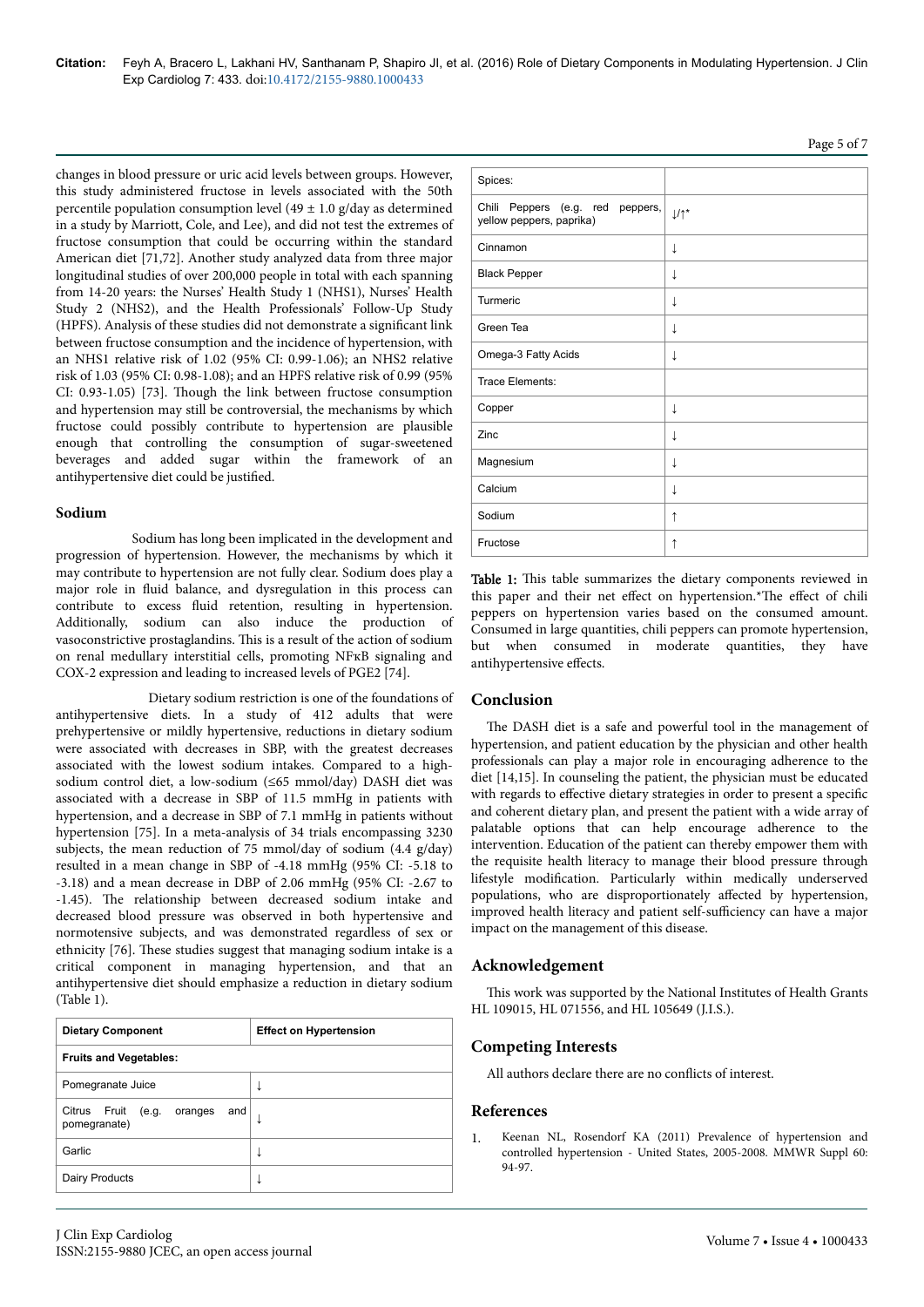changes in blood pressure or uric acid levels between groups. However, this study administered fructose in levels associated with the 50th percentile population consumption level (49 ± 1.0 g/day as determined in a study by Marriott, Cole, and Lee), and did not test the extremes of fructose consumption that could be occurring within the standard American diet [71,72]. Another study analyzed data from three major longitudinal studies of over 200,000 people in total with each spanning from 14-20 years: the Nurses' Health Study 1 (NHS1), Nurses' Health Study 2 (NHS2), and the Health Professionals' Follow-Up Study (HPFS). Analysis of these studies did not demonstrate a significant link between fructose consumption and the incidence of hypertension, with an NHS1 relative risk of 1.02 (95% CI: 0.99-1.06); an NHS2 relative risk of 1.03 (95% CI: 0.98-1.08); and an HPFS relative risk of 0.99 (95% CI: 0.93-1.05) [73]. Though the link between fructose consumption and hypertension may still be controversial, the mechanisms by which fructose could possibly contribute to hypertension are plausible enough that controlling the consumption of sugar-sweetened beverages and added sugar within the framework of an antihypertensive diet could be justified.

### Sodium

Sodium has long been implicated in the development and progression of hypertension. However, the mechanisms by which it may contribute to hypertension are not fully clear. Sodium does play a major role in fluid balance, and dysregulation in this process can contribute to excess fluid retention, resulting in hypertension. Additionally, sodium can also induce the production of vasoconstrictive prostaglandins. This is a result of the action of sodium on renal medullary interstitial cells, promoting NFκB signaling and COX-2 expression and leading to increased levels of PGE2 [74].

Dietary sodium restriction is one of the foundations of antihypertensive diets. In a study of 412 adults that were prehypertensive or mildly hypertensive, reductions in dietary sodium were associated with decreases in SBP, with the greatest decreases associated with the lowest sodium intakes. Compared to a high-sodium control diet, a low-sodium (≤65 mmol/day) DASH diet was associated with a decrease in SBP of 11.5 mmHg in patients with hypertension, and a decrease in SBP of 7.1 mmHg in patients without hypertension [75]. In a meta-analysis of 34 trials encompassing 3230 subjects, the mean reduction of 75 mmol/day of sodium (4.4 g/day) resulted in a mean change in SBP of -4.18 mmHg (95% CI: -5.18 to -3.18) and a mean decrease in DBP of 2.06 mmHg (95% CI: -2.67 to -1.45). The relationship between decreased sodium intake and decreased blood pressure was observed in both hypertensive and normotensive subjects, and was demonstrated regardless of sex or ethnicity [76]. These studies suggest that managing sodium intake is a critical component in managing hypertension, and that an antihypertensive diet should emphasize a reduction in dietary sodium (Table 1).

| Dietary Component | Effect on Hypertension |
|---|---|
| **Fruits and Vegetables:** | |
| Pomegranate Juice | ↓ |
| Citrus Fruit (e.g. oranges and pomegranate) | ↓ |
| Garlic | ↓ |
| Dairy Products | ↓ |
| Spices: | |
| Chili Peppers (e.g. red peppers, yellow peppers, paprika) | ↓/↑* |
| Cinnamon | ↓ |
| Black Pepper | ↓ |
| Turmeric | ↓ |
| Green Tea | ↓ |
| Omega-3 Fatty Acids | ↓ |
| Trace Elements: | |
| Copper | ↓ |
| Zinc | ↓ |
| Magnesium | ↓ |
| Calcium | ↓ |
| Sodium | ↑ |
| Fructose | ↑ |

**Table 1:** This table summarizes the dietary components reviewed in this paper and their net effect on hypertension.*The effect of chili peppers on hypertension varies based on the consumed amount. Consumed in large quantities, chili peppers can promote hypertension, but when consumed in moderate quantities, they have antihypertensive effects.

## Conclusion

The DASH diet is a safe and powerful tool in the management of hypertension, and patient education by the physician and other health professionals can play a major role in encouraging adherence to the diet [14,15]. In counseling the patient, the physician must be educated with regards to effective dietary strategies in order to present a specific and coherent dietary plan, and present the patient with a wide array of palatable options that can help encourage adherence to the intervention. Education of the patient can thereby empower them with the requisite health literacy to manage their blood pressure through lifestyle modification. Particularly within medically underserved populations, who are disproportionately affected by hypertension, improved health literacy and patient self-sufficiency can have a major impact on the management of this disease.

## Acknowledgement

This work was supported by the National Institutes of Health Grants HL 109015, HL 071556, and HL 105649 (J.I.S.).

## Competing Interests

All authors declare there are no conflicts of interest.

## References

1. Keenan NL, Rosendorf KA (2011) Prevalence of hypertension and controlled hypertension - United States, 2005-2008. MMWR Suppl 60: 94-97.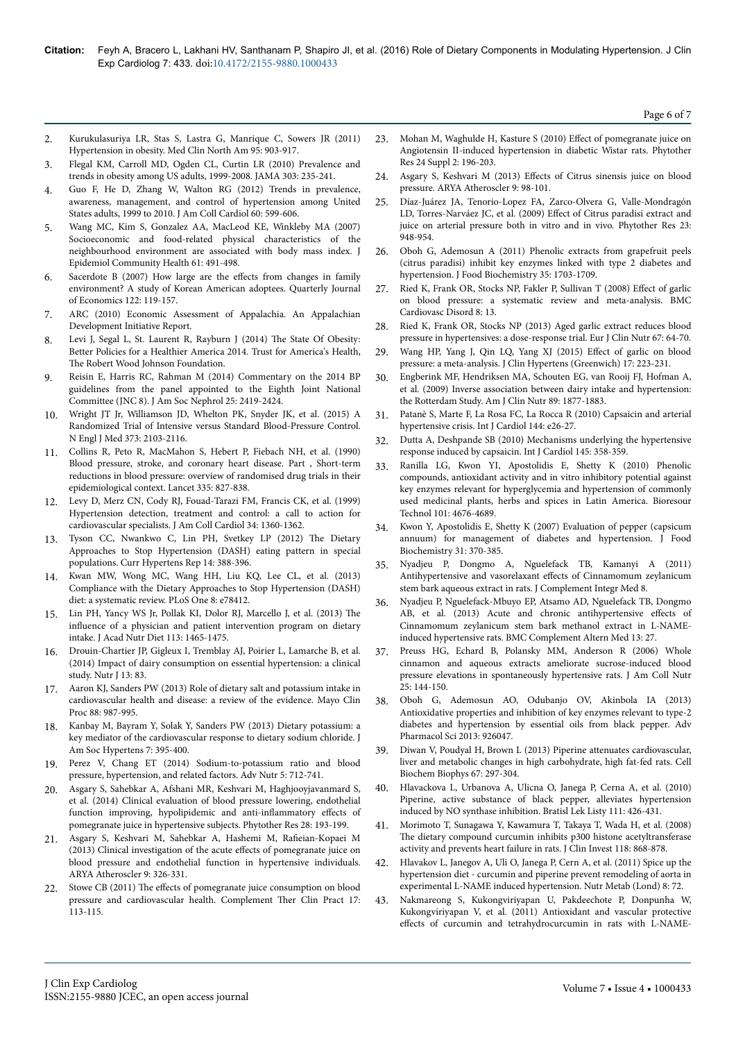2. Kurukulasuriya LR, Stas S, Lastra G, Manrique C, Sowers JR (2011) Hypertension in obesity. Med Clin North Am 95: 903-917.
3. Flegal KM, Carroll MD, Ogden CL, Curtin LR (2010) Prevalence and trends in obesity among US adults, 1999-2008. JAMA 303: 235-241.
4. Guo F, He D, Zhang W, Walton RG (2012) Trends in prevalence, awareness, management, and control of hypertension among United States adults, 1999 to 2010. J Am Coll Cardiol 60: 599-606.
5. Wang MC, Kim S, Gonzalez AA, MacLeod KE, Winkleby MA (2007) Socioeconomic and food-related physical characteristics of the neighbourhood environment are associated with body mass index. J Epidemiol Community Health 61: 491-498.
6. Sacerdote B (2007) How large are the effects from changes in family environment? A study of Korean American adoptees. Quarterly Journal of Economics 122: 119-157.
7. ARC (2010) Economic Assessment of Appalachia. An Appalachian Development Initiative Report.
8. Levi J, Segal L, St. Laurent R, Rayburn J (2014) The State Of Obesity: Better Policies for a Healthier America 2014. Trust for America's Health, The Robert Wood Johnson Foundation.
9. Reisin E, Harris RC, Rahman M (2014) Commentary on the 2014 BP guidelines from the panel appointed to the Eighth Joint National Committee (JNC 8). J Am Soc Nephrol 25: 2419-2424.
10. Wright JT Jr, Williamson JD, Whelton PK, Snyder JK, et al. (2015) A Randomized Trial of Intensive versus Standard Blood-Pressure Control. N Engl J Med 373: 2103-2116.
11. Collins R, Peto R, MacMahon S, Hebert P, Fiebach NH, et al. (1990) Blood pressure, stroke, and coronary heart disease. Part , Short-term reductions in blood pressure: overview of randomised drug trials in their epidemiological context. Lancet 335: 827-838.
12. Levy D, Merz CN, Cody RJ, Fouad-Tarazi FM, Francis CK, et al. (1999) Hypertension detection, treatment and control: a call to action for cardiovascular specialists. J Am Coll Cardiol 34: 1360-1362.
13. Tyson CC, Nwankwo C, Lin PH, Svetkey LP (2012) The Dietary Approaches to Stop Hypertension (DASH) eating pattern in special populations. Curr Hypertens Rep 14: 388-396.
14. Kwan MW, Wong MC, Wang HH, Liu KQ, Lee CL, et al. (2013) Compliance with the Dietary Approaches to Stop Hypertension (DASH) diet: a systematic review. PLoS One 8: e78412.
15. Lin PH, Yancy WS Jr, Pollak KI, Dolor RJ, Marcello J, et al. (2013) The influence of a physician and patient intervention program on dietary intake. J Acad Nutr Diet 113: 1465-1475.
16. Drouin-Chartier JP, Gigleux I, Tremblay AJ, Poirier L, Lamarche B, et al. (2014) Impact of dairy consumption on essential hypertension: a clinical study. Nutr J 13: 83.
17. Aaron KJ, Sanders PW (2013) Role of dietary salt and potassium intake in cardiovascular health and disease: a review of the evidence. Mayo Clin Proc 88: 987-995.
18. Kanbay M, Bayram Y, Solak Y, Sanders PW (2013) Dietary potassium: a key mediator of the cardiovascular response to dietary sodium chloride. J Am Soc Hypertens 7: 395-400.
19. Perez V, Chang ET (2014) Sodium-to-potassium ratio and blood pressure, hypertension, and related factors. Adv Nutr 5: 712-741.
20. Asgary S, Sahebkar A, Afshani MR, Keshvari M, Haghjooyjavanmard S, et al. (2014) Clinical evaluation of blood pressure lowering, endothelial function improving, hypolipidemic and anti-inflammatory effects of pomegranate juice in hypertensive subjects. Phytother Res 28: 193-199.
21. Asgary S, Keshvari M, Sahebkar A, Hashemi M, Rafieian-Kopaei M (2013) Clinical investigation of the acute effects of pomegranate juice on blood pressure and endothelial function in hypertensive individuals. ARYA Atheroscler 9: 326-331.
22. Stowe CB (2011) The effects of pomegranate juice consumption on blood pressure and cardiovascular health. Complement Ther Clin Pract 17: 113-115.
23. Mohan M, Waghulde H, Kasture S (2010) Effect of pomegranate juice on Angiotensin II-induced hypertension in diabetic Wistar rats. Phytother Res 24 Suppl 2: 196-203.
24. Asgary S, Keshvari M (2013) Effects of Citrus sinensis juice on blood pressure. ARYA Atheroscler 9: 98-101.
25. Díaz-Juárez JA, Tenorio-Lopez FA, Zarco-Olvera G, Valle-Mondragón LD, Torres-Narváez JC, et al. (2009) Effect of Citrus paradisi extract and juice on arterial pressure both in vitro and in vivo. Phytother Res 23: 948-954.
26. Oboh G, Ademosun A (2011) Phenolic extracts from grapefruit peels (citrus paradisi) inhibit key enzymes linked with type 2 diabetes and hypertension. J Food Biochemistry 35: 1703-1709.
27. Ried K, Frank OR, Stocks NP, Fakler P, Sullivan T (2008) Effect of garlic on blood pressure: a systematic review and meta-analysis. BMC Cardiovasc Disord 8: 13.
28. Ried K, Frank OR, Stocks NP (2013) Aged garlic extract reduces blood pressure in hypertensives: a dose-response trial. Eur J Clin Nutr 67: 64-70.
29. Wang HP, Yang J, Qin LQ, Yang XJ (2015) Effect of garlic on blood pressure: a meta-analysis. J Clin Hypertens (Greenwich) 17: 223-231.
30. Engberink MF, Hendriksen MA, Schouten EG, van Rooij FJ, Hofman A, et al. (2009) Inverse association between dairy intake and hypertension: the Rotterdam Study. Am J Clin Nutr 89: 1877-1883.
31. Patanè S, Marte F, La Rosa FC, La Rocca R (2010) Capsaicin and arterial hypertensive crisis. Int J Cardiol 144: e26-27.
32. Dutta A, Deshpande SB (2010) Mechanisms underlying the hypertensive response induced by capsaicin. Int J Cardiol 145: 358-359.
33. Ranilla LG, Kwon YI, Apostolidis E, Shetty K (2010) Phenolic compounds, antioxidant activity and in vitro inhibitory potential against key enzymes relevant for hyperglycemia and hypertension of commonly used medicinal plants, herbs and spices in Latin America. Bioresour Technol 101: 4676-4689.
34. Kwon Y, Apostolidis E, Shetty K (2007) Evaluation of pepper (capsicum annuum) for management of diabetes and hypertension. J Food Biochemistry 31: 370-385.
35. Nyadjeu P, Dongmo A, Nguelefack TB, Kamanyi A (2011) Antihypertensive and vasorelaxant effects of Cinnamomum zeylanicum stem bark aqueous extract in rats. J Complement Integr Med 8.
36. Nyadjeu P, Nguelefack-Mbuyo EP, Atsamo AD, Nguelefack TB, Dongmo AB, et al. (2013) Acute and chronic antihypertensive effects of Cinnamomum zeylanicum stem bark methanol extract in L-NAME-induced hypertensive rats. BMC Complement Altern Med 13: 27.
37. Preuss HG, Echard B, Polansky MM, Anderson R (2006) Whole cinnamon and aqueous extracts ameliorate sucrose-induced blood pressure elevations in spontaneously hypertensive rats. J Am Coll Nutr 25: 144-150.
38. Oboh G, Ademosun AO, Odubanjo OV, Akinbola IA (2013) Antioxidative properties and inhibition of key enzymes relevant to type-2 diabetes and hypertension by essential oils from black pepper. Adv Pharmacol Sci 2013: 926047.
39. Diwan V, Poudyal H, Brown L (2013) Piperine attenuates cardiovascular, liver and metabolic changes in high carbohydrate, high fat-fed rats. Cell Biochem Biophys 67: 297-304.
40. Hlavackova L, Urbanova A, Ulicna O, Janega P, Cerna A, et al. (2010) Piperine, active substance of black pepper, alleviates hypertension induced by NO synthase inhibition. Bratisl Lek Listy 111: 426-431.
41. Morimoto T, Sunagawa Y, Kawamura T, Takaya T, Wada H, et al. (2008) The dietary compound curcumin inhibits p300 histone acetyltransferase activity and prevents heart failure in rats. J Clin Invest 118: 868-878.
42. Hlavakov L, Janegov A, Uli O, Janega P, Cern A, et al. (2011) Spice up the hypertension diet - curcumin and piperine prevent remodeling of aorta in experimental L-NAME induced hypertension. Nutr Metab (Lond) 8: 72.
43. Nakmareong S, Kukongviriyapan U, Pakdeechote P, Donpunha W, Kukongviriyapan V, et al. (2011) Antioxidant and vascular protective effects of curcumin and tetrahydrocurcumin in rats with L-NAME-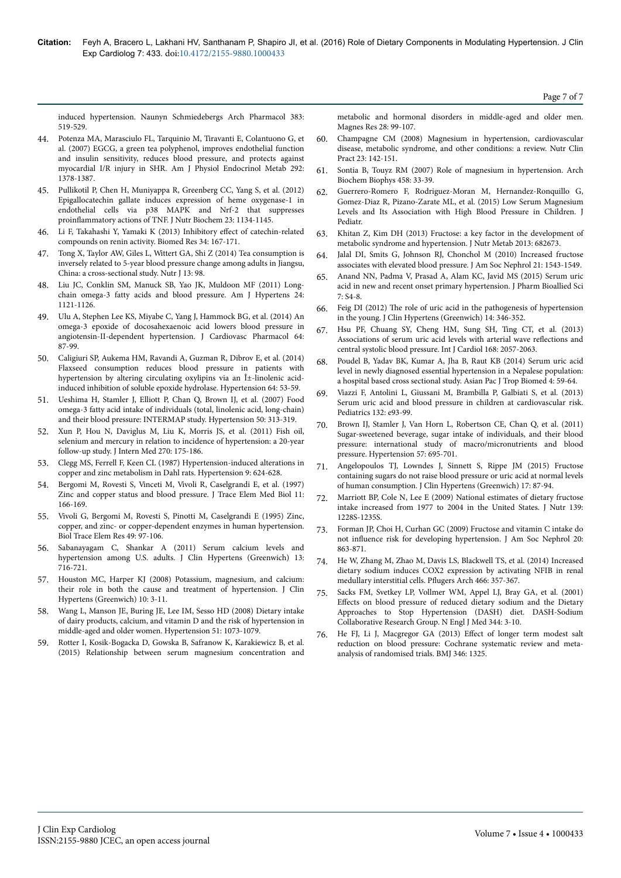induced hypertension. Naunyn Schmiedebergs Arch Pharmacol 383: 519-529.

44. Potenza MA, Marasciulo FL, Tarquinio M, Tiravanti E, Colantuono G, et al. (2007) EGCG, a green tea polyphenol, improves endothelial function and insulin sensitivity, reduces blood pressure, and protects against myocardial I/R injury in SHR. Am J Physiol Endocrinol Metab 292: 1378-1387.
45. Pullikotil P, Chen H, Muniyappa R, Greenberg CC, Yang S, et al. (2012) Epigallocatechin gallate induces expression of heme oxygenase-1 in endothelial cells via p38 MAPK and Nrf-2 that suppresses proinflammatory actions of TNF. J Nutr Biochem 23: 1134-1145.
46. Li F, Takahashi Y, Yamaki K (2013) Inhibitory effect of catechin-related compounds on renin activity. Biomed Res 34: 167-171.
47. Tong X, Taylor AW, Giles L, Wittert GA, Shi Z (2014) Tea consumption is inversely related to 5-year blood pressure change among adults in Jiangsu, China: a cross-sectional study. Nutr J 13: 98.
48. Liu JC, Conklin SM, Manuck SB, Yao JK, Muldoon MF (2011) Long-chain omega-3 fatty acids and blood pressure. Am J Hypertens 24: 1121-1126.
49. Ulu A, Stephen Lee KS, Miyabe C, Yang J, Hammock BG, et al. (2014) An omega-3 epoxide of docosahexaenoic acid lowers blood pressure in angiotensin-II-dependent hypertension. J Cardiovasc Pharmacol 64: 87-99.
50. Caligiuri SP, Aukema HM, Ravandi A, Guzman R, Dibrov E, et al. (2014) Flaxseed consumption reduces blood pressure in patients with hypertension by altering circulating oxylipins via an Î±-linolenic acid-induced inhibition of soluble epoxide hydrolase. Hypertension 64: 53-59.
51. Ueshima H, Stamler J, Elliott P, Chan Q, Brown IJ, et al. (2007) Food omega-3 fatty acid intake of individuals (total, linolenic acid, long-chain) and their blood pressure: INTERMAP study. Hypertension 50: 313-319.
52. Xun P, Hou N, Daviglus M, Liu K, Morris JS, et al. (2011) Fish oil, selenium and mercury in relation to incidence of hypertension: a 20-year follow-up study. J Intern Med 270: 175-186.
53. Clegg MS, Ferrell F, Keen CL (1987) Hypertension-induced alterations in copper and zinc metabolism in Dahl rats. Hypertension 9: 624-628.
54. Bergomi M, Rovesti S, Vinceti M, Vivoli R, Caselgrandi E, et al. (1997) Zinc and copper status and blood pressure. J Trace Elem Med Biol 11: 166-169.
55. Vivoli G, Bergomi M, Rovesti S, Pinotti M, Caselgrandi E (1995) Zinc, copper, and zinc- or copper-dependent enzymes in human hypertension. Biol Trace Elem Res 49: 97-106.
56. Sabanayagam C, Shankar A (2011) Serum calcium levels and hypertension among U.S. adults. J Clin Hypertens (Greenwich) 13: 716-721.
57. Houston MC, Harper KJ (2008) Potassium, magnesium, and calcium: their role in both the cause and treatment of hypertension. J Clin Hypertens (Greenwich) 10: 3-11.
58. Wang L, Manson JE, Buring JE, Lee IM, Sesso HD (2008) Dietary intake of dairy products, calcium, and vitamin D and the risk of hypertension in middle-aged and older women. Hypertension 51: 1073-1079.
59. Rotter I, Kosik-Bogacka D, Gowska B, Safranow K, Karakiewicz B, et al. (2015) Relationship between serum magnesium concentration and metabolic and hormonal disorders in middle-aged and older men. Magnes Res 28: 99-107.
60. Champagne CM (2008) Magnesium in hypertension, cardiovascular disease, metabolic syndrome, and other conditions: a review. Nutr Clin Pract 23: 142-151.
61. Sontia B, Touyz RM (2007) Role of magnesium in hypertension. Arch Biochem Biophys 458: 33-39.
62. Guerrero-Romero F, Rodriguez-Moran M, Hernandez-Ronquillo G, Gomez-Diaz R, Pizano-Zarate ML, et al. (2015) Low Serum Magnesium Levels and Its Association with High Blood Pressure in Children. J Pediatr.
63. Khitan Z, Kim DH (2013) Fructose: a key factor in the development of metabolic syndrome and hypertension. J Nutr Metab 2013: 682673.
64. Jalal DI, Smits G, Johnson RJ, Chonchol M (2010) Increased fructose associates with elevated blood pressure. J Am Soc Nephrol 21: 1543-1549.
65. Anand NN, Padma V, Prasad A, Alam KC, Javid MS (2015) Serum uric acid in new and recent onset primary hypertension. J Pharm Bioallied Sci 7: S4-8.
66. Feig DI (2012) The role of uric acid in the pathogenesis of hypertension in the young. J Clin Hypertens (Greenwich) 14: 346-352.
67. Hsu PF, Chuang SY, Cheng HM, Sung SH, Ting CT, et al. (2013) Associations of serum uric acid levels with arterial wave reflections and central systolic blood pressure. Int J Cardiol 168: 2057-2063.
68. Poudel B, Yadav BK, Kumar A, Jha B, Raut KB (2014) Serum uric acid level in newly diagnosed essential hypertension in a Nepalese population: a hospital based cross sectional study. Asian Pac J Trop Biomed 4: 59-64.
69. Viazzi F, Antolini L, Giussani M, Brambilla P, Galbiati S, et al. (2013) Serum uric acid and blood pressure in children at cardiovascular risk. Pediatrics 132: e93-99.
70. Brown IJ, Stamler J, Van Horn L, Robertson CE, Chan Q, et al. (2011) Sugar-sweetened beverage, sugar intake of individuals, and their blood pressure: international study of macro/micronutrients and blood pressure. Hypertension 57: 695-701.
71. Angelopoulos TJ, Lowndes J, Sinnett S, Rippe JM (2015) Fructose containing sugars do not raise blood pressure or uric acid at normal levels of human consumption. J Clin Hypertens (Greenwich) 17: 87-94.
72. Marriott BP, Cole N, Lee E (2009) National estimates of dietary fructose intake increased from 1977 to 2004 in the United States. J Nutr 139: 1228S-1235S.
73. Forman JP, Choi H, Curhan GC (2009) Fructose and vitamin C intake do not influence risk for developing hypertension. J Am Soc Nephrol 20: 863-871.
74. He W, Zhang M, Zhao M, Davis LS, Blackwell TS, et al. (2014) Increased dietary sodium induces COX2 expression by activating NFIB in renal medullary interstitial cells. Pflugers Arch 466: 357-367.
75. Sacks FM, Svetkey LP, Vollmer WM, Appel LJ, Bray GA, et al. (2001) Effects on blood pressure of reduced dietary sodium and the Dietary Approaches to Stop Hypertension (DASH) diet. DASH-Sodium Collaborative Research Group. N Engl J Med 344: 3-10.
76. He FJ, Li J, Macgregor GA (2013) Effect of longer term modest salt reduction on blood pressure: Cochrane systematic review and meta-analysis of randomised trials. BMJ 346: 1325.